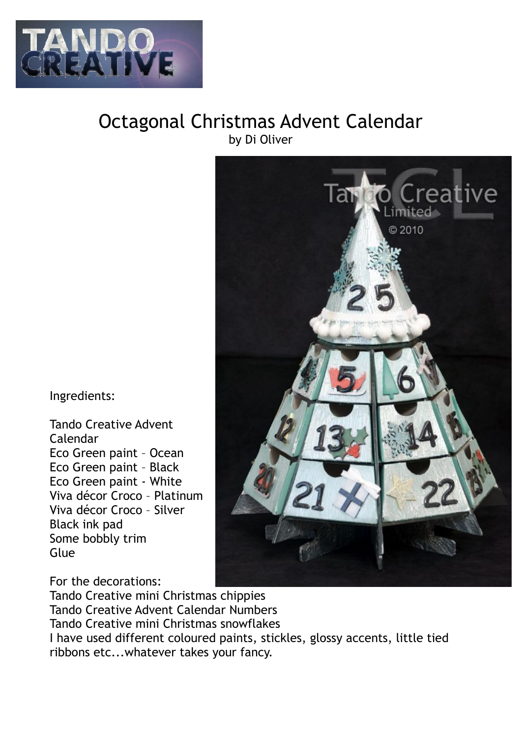# Octagonal Christmas Advent Calendar

by Di Oliver

Ingredients:

Tando Creative Advent Calendar
Eco Green paint – Ocean
Eco Green paint – Black
Eco Green paint - White
Viva décor Croco – Platinum
Viva décor Croco – Silver
Black ink pad
Some bobbly trim
Glue

For the decorations:
Tando Creative mini Christmas chippies
Tando Creative Advent Calendar Numbers
Tando Creative mini Christmas snowflakes
I have used different coloured paints, stickles, glossy accents, little tied ribbons etc...whatever takes your fancy.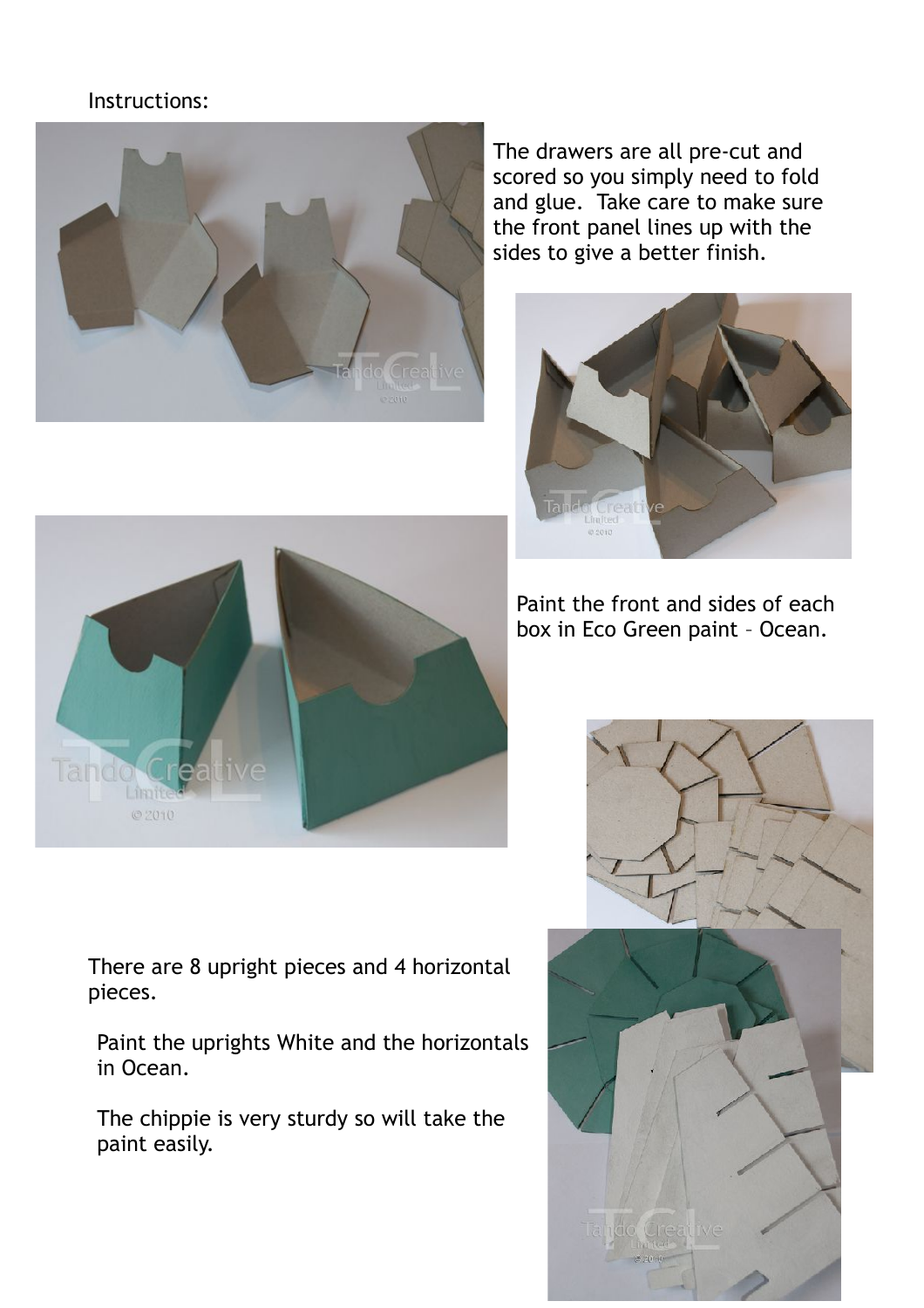Instructions:

The drawers are all pre-cut and scored so you simply need to fold and glue. Take care to make sure the front panel lines up with the sides to give a better finish.

Paint the front and sides of each box in Eco Green paint – Ocean.

There are 8 upright pieces and 4 horizontal pieces.

Paint the uprights White and the horizontals in Ocean.

The chippie is very sturdy so will take the paint easily.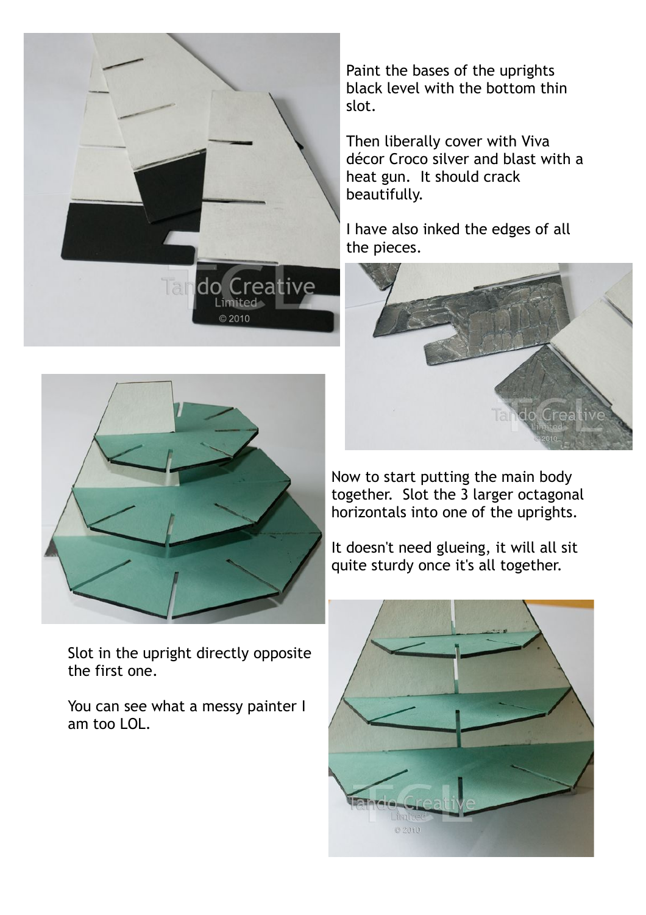Paint the bases of the uprights black level with the bottom thin slot.

Then liberally cover with Viva décor Croco silver and blast with a heat gun. It should crack beautifully.

I have also inked the edges of all the pieces.

Now to start putting the main body together. Slot the 3 larger octagonal horizontals into one of the uprights.

It doesn't need glueing, it will all sit quite sturdy once it's all together.

Slot in the upright directly opposite the first one.

You can see what a messy painter I am too LOL.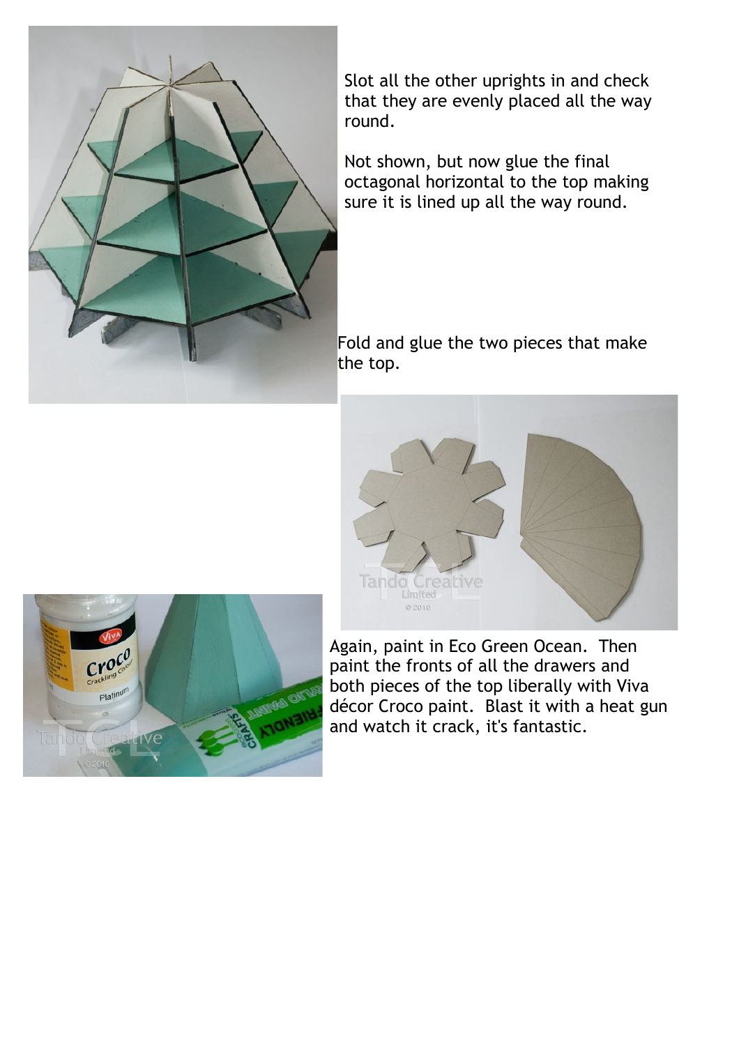Slot all the other uprights in and check that they are evenly placed all the way round.

Not shown, but now glue the final octagonal horizontal to the top making sure it is lined up all the way round.

Fold and glue the two pieces that make the top.

Again, paint in Eco Green Ocean. Then paint the fronts of all the drawers and both pieces of the top liberally with Viva décor Croco paint. Blast it with a heat gun and watch it crack, it's fantastic.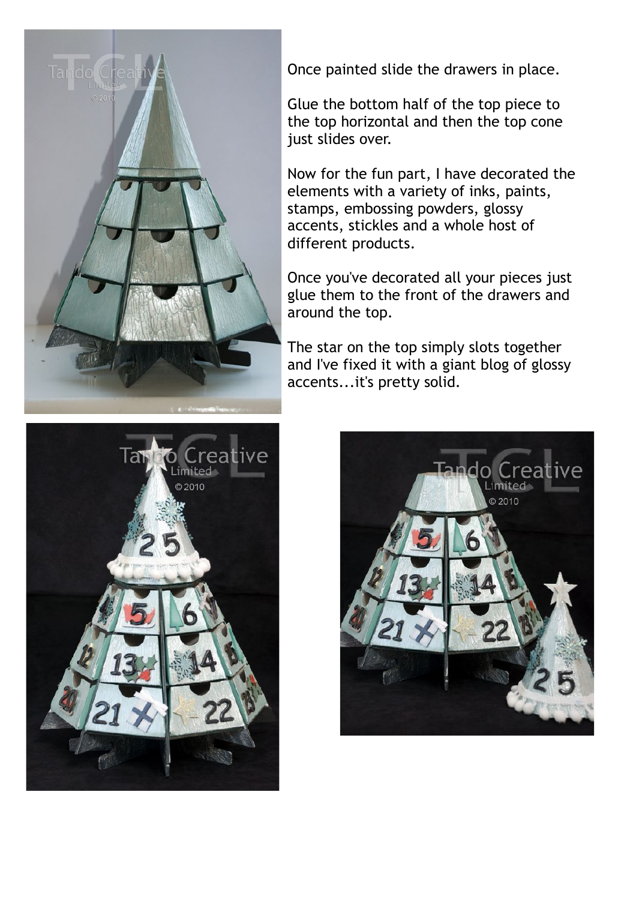Once painted slide the drawers in place.

Glue the bottom half of the top piece to the top horizontal and then the top cone just slides over.

Now for the fun part, I have decorated the elements with a variety of inks, paints, stamps, embossing powders, glossy accents, stickles and a whole host of different products.

Once you've decorated all your pieces just glue them to the front of the drawers and around the top.

The star on the top simply slots together and I've fixed it with a giant blog of glossy accents...it's pretty solid.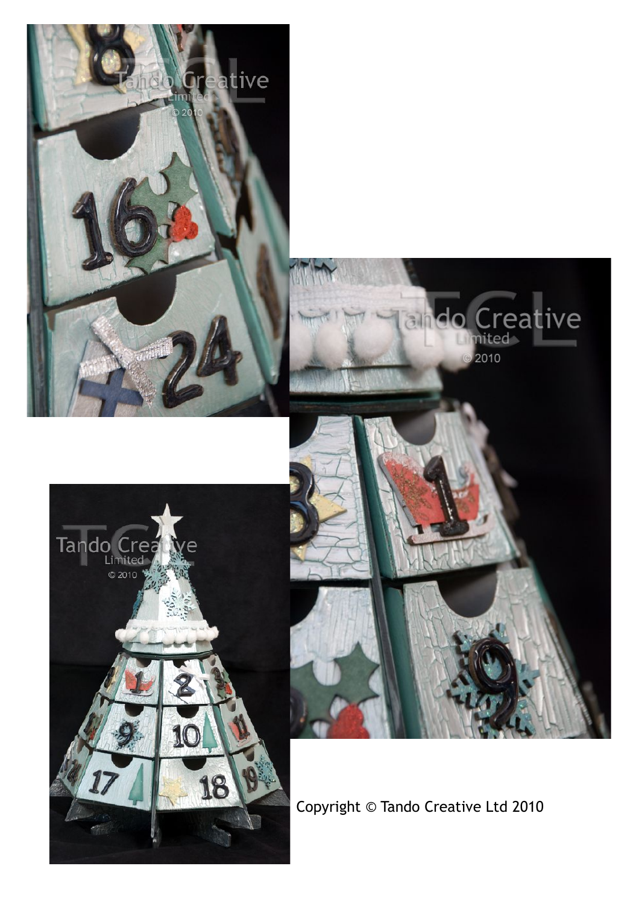Copyright © Tando Creative Ltd 2010